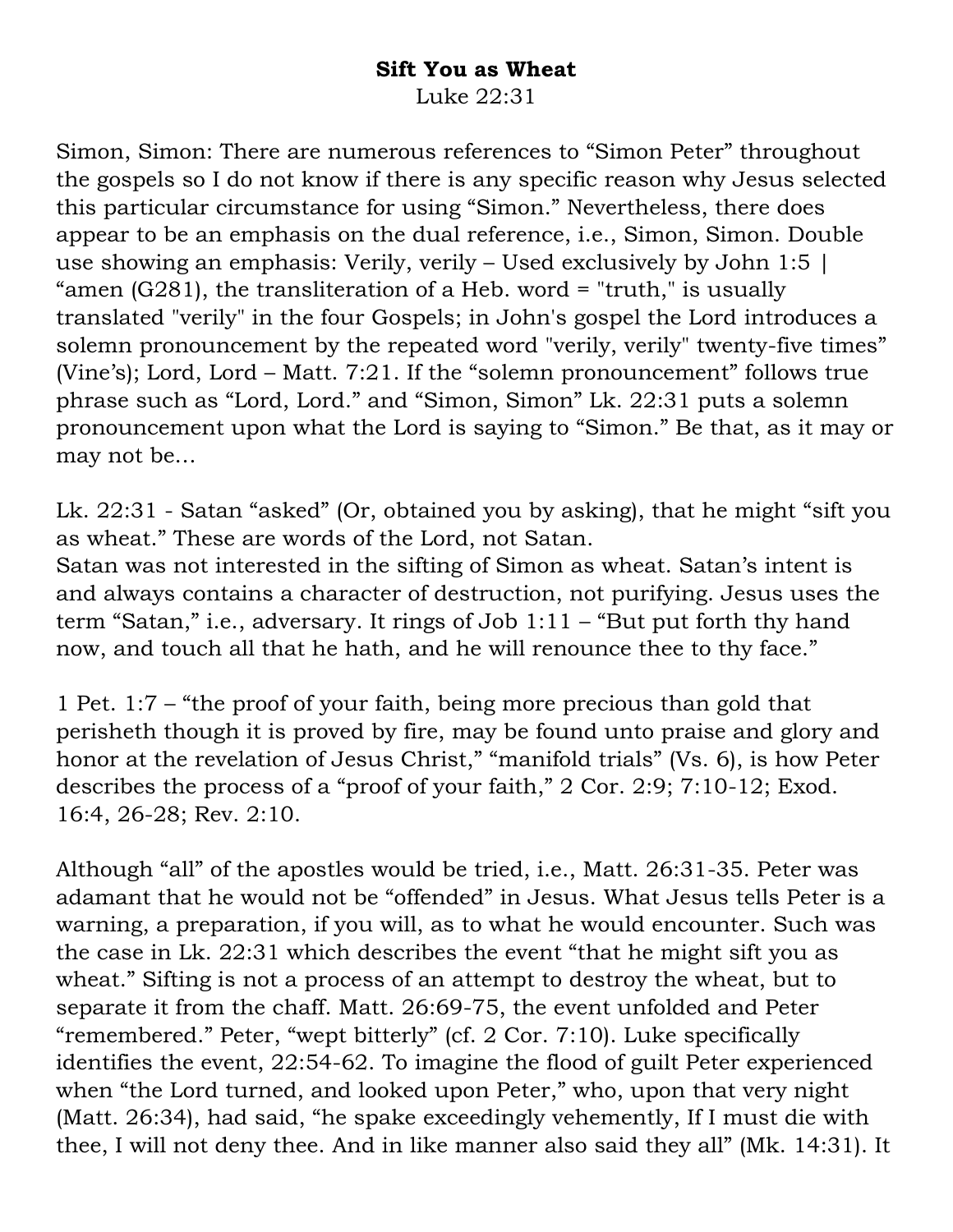**Sift You as Wheat**

Luke 22:31

Simon, Simon: There are numerous references to “Simon Peter” throughout the gospels so I do not know if there is any specific reason why Jesus selected this particular circumstance for using “Simon.” Nevertheless, there does appear to be an emphasis on the dual reference, i.e., Simon, Simon. Double use showing an emphasis: Verily, verily – Used exclusively by John 1:5 | “amen (G281), the transliteration of a Heb. word = "truth," is usually translated "verily" in the four Gospels; in John's gospel the Lord introduces a solemn pronouncement by the repeated word "verily, verily" twenty-five times” (Vine’s); Lord, Lord – Matt. 7:21. If the “solemn pronouncement” follows true phrase such as “Lord, Lord.” and “Simon, Simon” Lk. 22:31 puts a solemn pronouncement upon what the Lord is saying to “Simon.” Be that, as it may or may not be…

Lk. 22:31 - Satan “asked” (Or, obtained you by asking), that he might “sift you as wheat.” These are words of the Lord, not Satan.
Satan was not interested in the sifting of Simon as wheat. Satan’s intent is and always contains a character of destruction, not purifying. Jesus uses the term “Satan,” i.e., adversary. It rings of Job 1:11 – “But put forth thy hand now, and touch all that he hath, and he will renounce thee to thy face.”

1 Pet. 1:7 – “the proof of your faith, being more precious than gold that perisheth though it is proved by fire, may be found unto praise and glory and honor at the revelation of Jesus Christ,” “manifold trials” (Vs. 6), is how Peter describes the process of a “proof of your faith,” 2 Cor. 2:9; 7:10-12; Exod. 16:4, 26-28; Rev. 2:10.

Although “all” of the apostles would be tried, i.e., Matt. 26:31-35. Peter was adamant that he would not be “offended” in Jesus. What Jesus tells Peter is a warning, a preparation, if you will, as to what he would encounter. Such was the case in Lk. 22:31 which describes the event “that he might sift you as wheat.” Sifting is not a process of an attempt to destroy the wheat, but to separate it from the chaff. Matt. 26:69-75, the event unfolded and Peter “remembered.” Peter, “wept bitterly” (cf. 2 Cor. 7:10). Luke specifically identifies the event, 22:54-62. To imagine the flood of guilt Peter experienced when “the Lord turned, and looked upon Peter,” who, upon that very night (Matt. 26:34), had said, “he spake exceedingly vehemently, If I must die with thee, I will not deny thee. And in like manner also said they all” (Mk. 14:31). It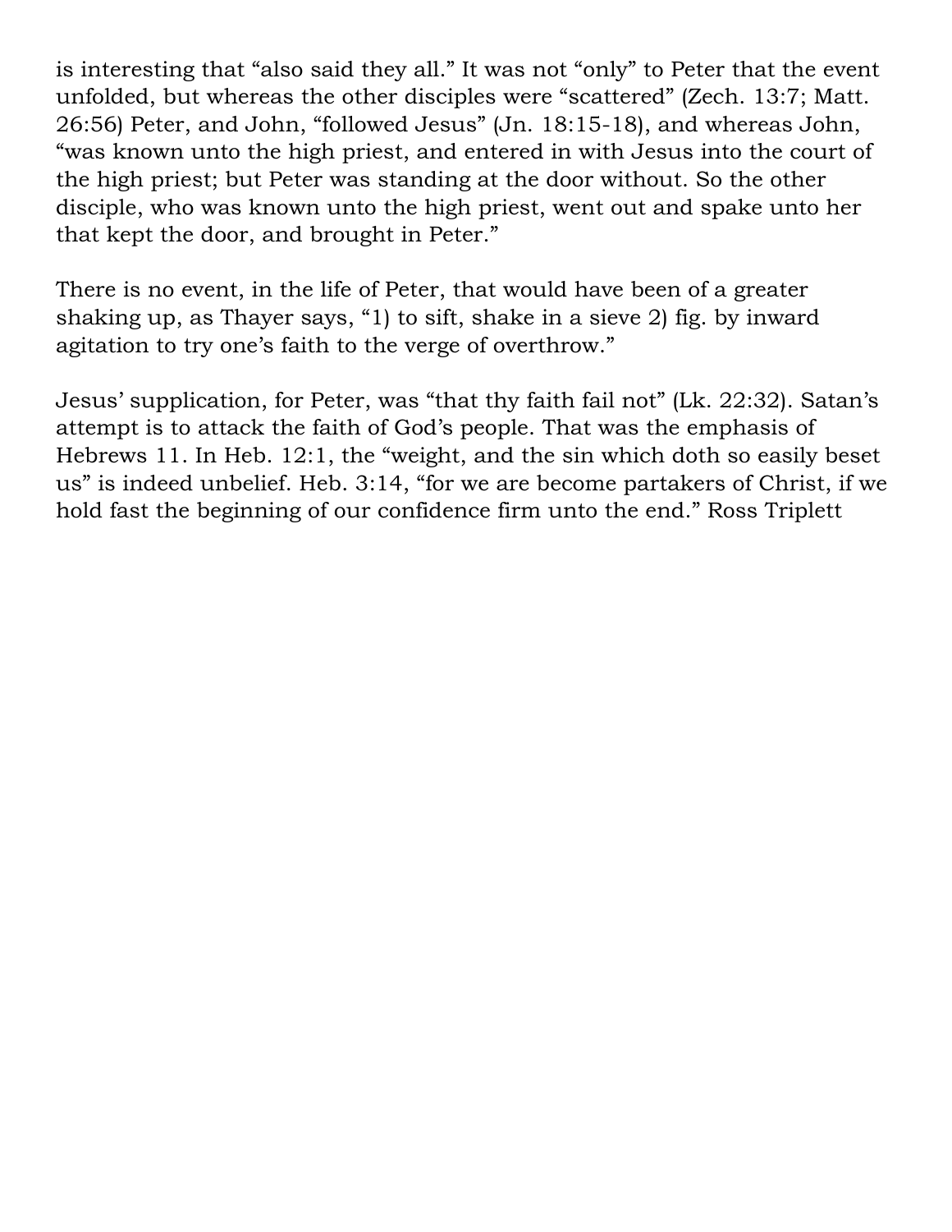is interesting that "also said they all." It was not "only" to Peter that the event unfolded, but whereas the other disciples were "scattered" (Zech. 13:7; Matt. 26:56) Peter, and John, "followed Jesus" (Jn. 18:15-18), and whereas John, "was known unto the high priest, and entered in with Jesus into the court of the high priest; but Peter was standing at the door without. So the other disciple, who was known unto the high priest, went out and spake unto her that kept the door, and brought in Peter."

There is no event, in the life of Peter, that would have been of a greater shaking up, as Thayer says, "1) to sift, shake in a sieve 2) fig. by inward agitation to try one's faith to the verge of overthrow."

Jesus' supplication, for Peter, was "that thy faith fail not" (Lk. 22:32). Satan's attempt is to attack the faith of God's people. That was the emphasis of Hebrews 11. In Heb. 12:1, the "weight, and the sin which doth so easily beset us" is indeed unbelief. Heb. 3:14, "for we are become partakers of Christ, if we hold fast the beginning of our confidence firm unto the end." Ross Triplett